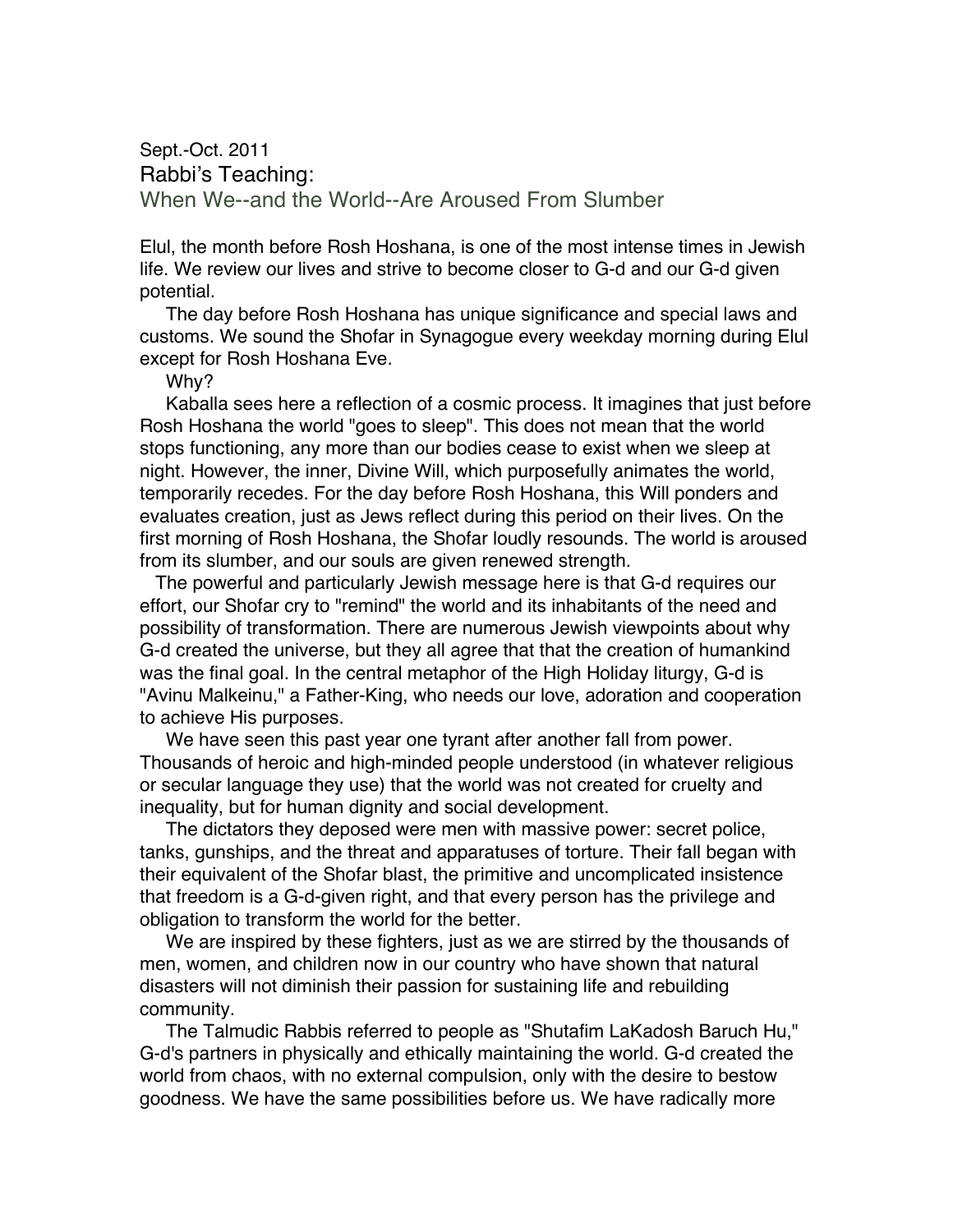Sept.-Oct. 2011

## Rabbi's Teaching:

### When We--and the World--Are Aroused From Slumber

Elul, the month before Rosh Hoshana, is one of the most intense times in Jewish life. We review our lives and strive to become closer to G-d and our G-d given potential.

The day before Rosh Hoshana has unique significance and special laws and customs. We sound the Shofar in Synagogue every weekday morning during Elul except for Rosh Hoshana Eve.

Why?

Kaballa sees here a reflection of a cosmic process. It imagines that just before Rosh Hoshana the world "goes to sleep". This does not mean that the world stops functioning, any more than our bodies cease to exist when we sleep at night. However, the inner, Divine Will, which purposefully animates the world, temporarily recedes. For the day before Rosh Hoshana, this Will ponders and evaluates creation, just as Jews reflect during this period on their lives. On the first morning of Rosh Hoshana, the Shofar loudly resounds. The world is aroused from its slumber, and our souls are given renewed strength.

The powerful and particularly Jewish message here is that G-d requires our effort, our Shofar cry to "remind" the world and its inhabitants of the need and possibility of transformation. There are numerous Jewish viewpoints about why G-d created the universe, but they all agree that that the creation of humankind was the final goal. In the central metaphor of the High Holiday liturgy, G-d is "Avinu Malkeinu," a Father-King, who needs our love, adoration and cooperation to achieve His purposes.

We have seen this past year one tyrant after another fall from power. Thousands of heroic and high-minded people understood (in whatever religious or secular language they use) that the world was not created for cruelty and inequality, but for human dignity and social development.

The dictators they deposed were men with massive power: secret police, tanks, gunships, and the threat and apparatuses of torture. Their fall began with their equivalent of the Shofar blast, the primitive and uncomplicated insistence that freedom is a G-d-given right, and that every person has the privilege and obligation to transform the world for the better.

We are inspired by these fighters, just as we are stirred by the thousands of men, women, and children now in our country who have shown that natural disasters will not diminish their passion for sustaining life and rebuilding community.

The Talmudic Rabbis referred to people as "Shutafim LaKadosh Baruch Hu," G-d's partners in physically and ethically maintaining the world. G-d created the world from chaos, with no external compulsion, only with the desire to bestow goodness. We have the same possibilities before us. We have radically more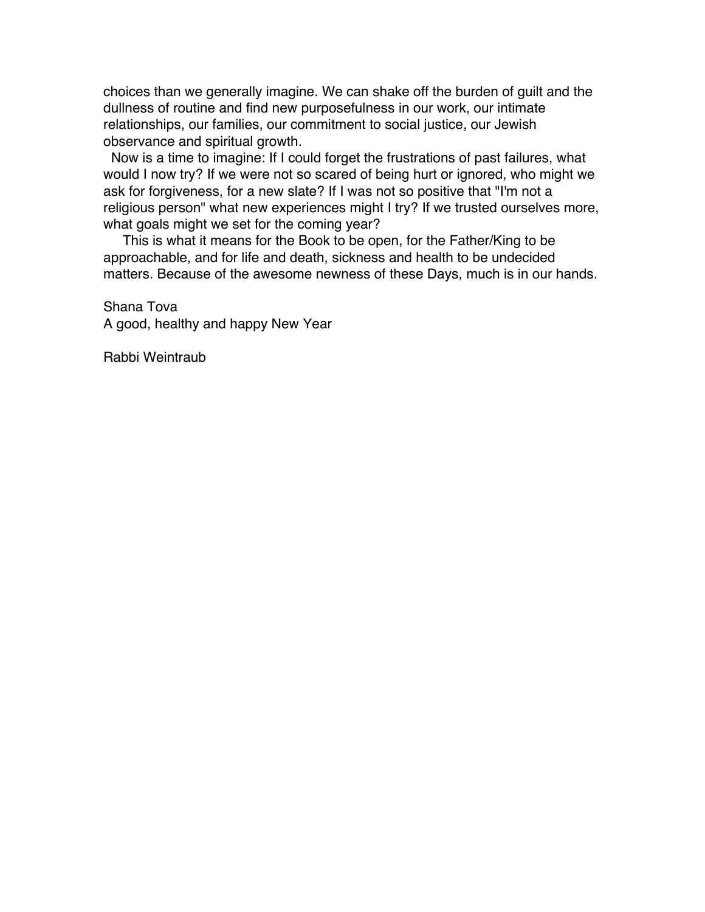choices than we generally imagine. We can shake off the burden of guilt and the dullness of routine and find new purposefulness in our work, our intimate relationships, our families, our commitment to social justice, our Jewish observance and spiritual growth.

Now is a time to imagine: If I could forget the frustrations of past failures, what would I now try? If we were not so scared of being hurt or ignored, who might we ask for forgiveness, for a new slate? If I was not so positive that "I'm not a religious person" what new experiences might I try? If we trusted ourselves more, what goals might we set for the coming year?

This is what it means for the Book to be open, for the Father/King to be approachable, and for life and death, sickness and health to be undecided matters. Because of the awesome newness of these Days, much is in our hands.

Shana Tova
A good, healthy and happy New Year

Rabbi Weintraub